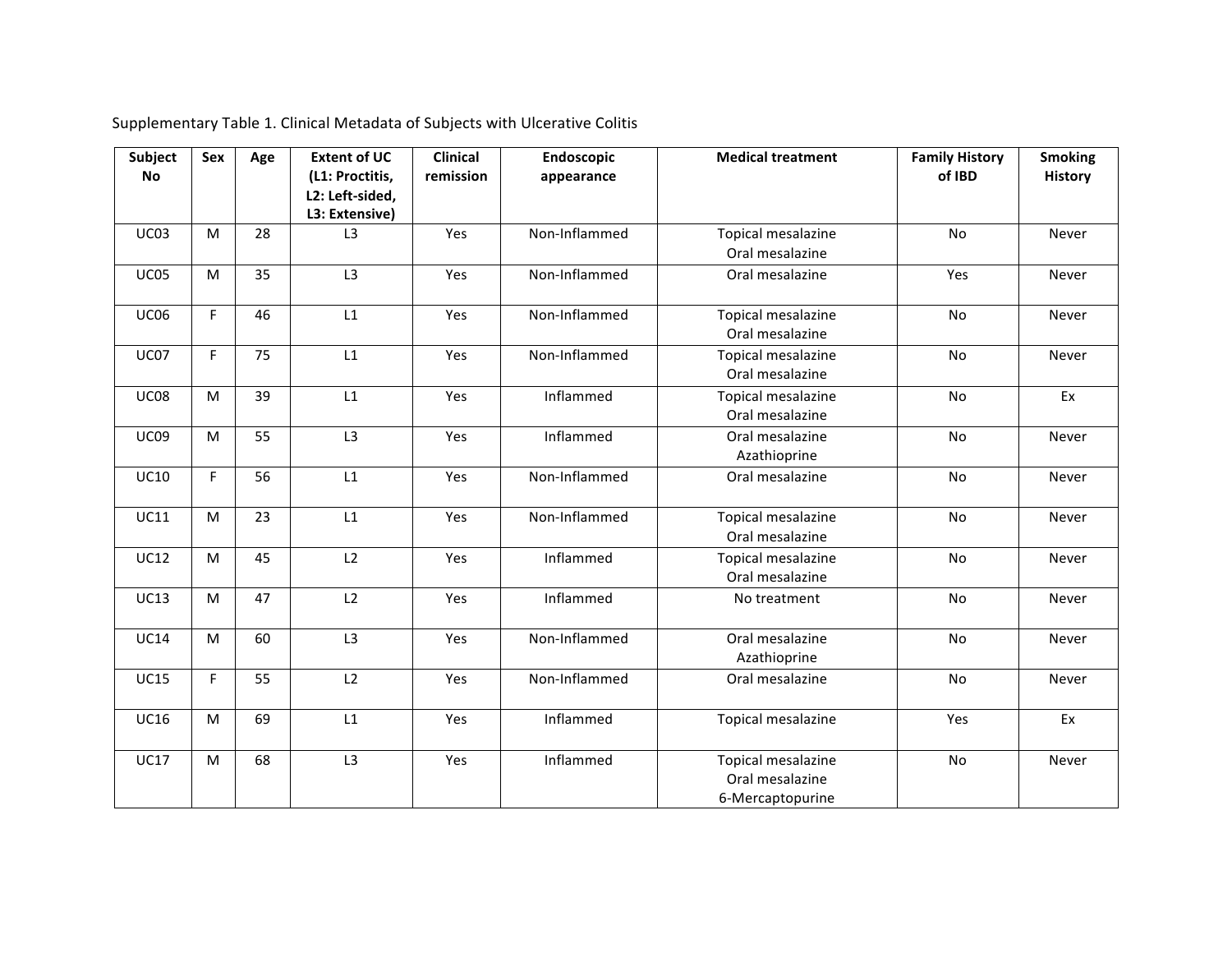Supplementary Table 1. Clinical Metadata of Subjects with Ulcerative Colitis

| Subject No | Sex | Age | Extent of UC (L1: Proctitis, L2: Left-sided, L3: Extensive) | Clinical remission | Endoscopic appearance | Medical treatment | Family History of IBD | Smoking History |
|---|---|---|---|---|---|---|---|---|
| UC03 | M | 28 | L3 | Yes | Non-Inflammed | Topical mesalazine<br>Oral mesalazine | No | Never |
| UC05 | M | 35 | L3 | Yes | Non-Inflammed | Oral mesalazine | Yes | Never |
| UC06 | F | 46 | L1 | Yes | Non-Inflammed | Topical mesalazine<br>Oral mesalazine | No | Never |
| UC07 | F | 75 | L1 | Yes | Non-Inflammed | Topical mesalazine<br>Oral mesalazine | No | Never |
| UC08 | M | 39 | L1 | Yes | Inflammed | Topical mesalazine<br>Oral mesalazine | No | Ex |
| UC09 | M | 55 | L3 | Yes | Inflammed | Oral mesalazine<br>Azathioprine | No | Never |
| UC10 | F | 56 | L1 | Yes | Non-Inflammed | Oral mesalazine | No | Never |
| UC11 | M | 23 | L1 | Yes | Non-Inflammed | Topical mesalazine<br>Oral mesalazine | No | Never |
| UC12 | M | 45 | L2 | Yes | Inflammed | Topical mesalazine<br>Oral mesalazine | No | Never |
| UC13 | M | 47 | L2 | Yes | Inflammed | No treatment | No | Never |
| UC14 | M | 60 | L3 | Yes | Non-Inflammed | Oral mesalazine<br>Azathioprine | No | Never |
| UC15 | F | 55 | L2 | Yes | Non-Inflammed | Oral mesalazine | No | Never |
| UC16 | M | 69 | L1 | Yes | Inflammed | Topical mesalazine | Yes | Ex |
| UC17 | M | 68 | L3 | Yes | Inflammed | Topical mesalazine<br>Oral mesalazine<br>6-Mercaptopurine | No | Never |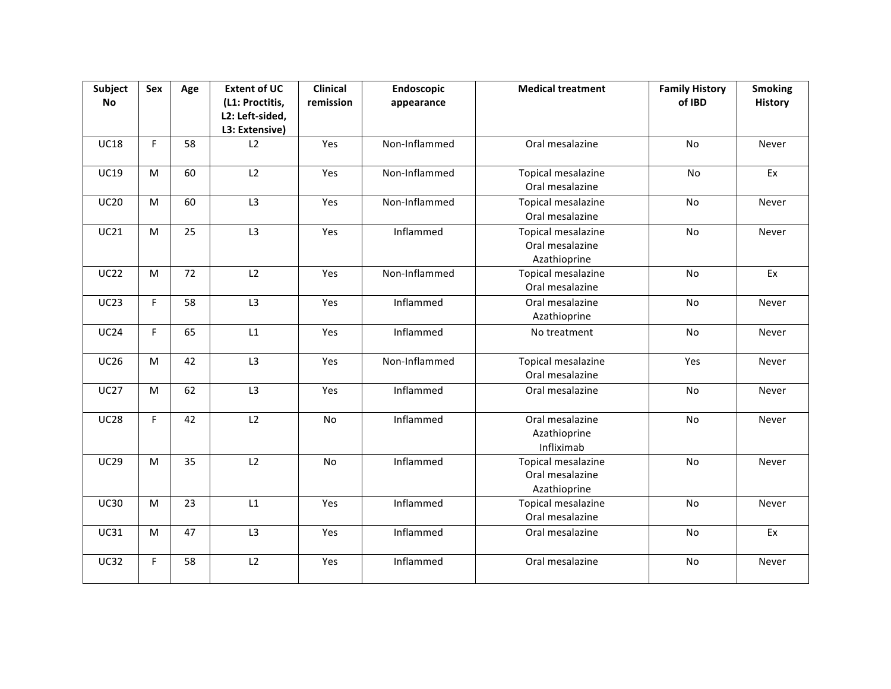| Subject No | Sex | Age | Extent of UC (L1: Proctitis, L2: Left-sided, L3: Extensive) | Clinical remission | Endoscopic appearance | Medical treatment | Family History of IBD | Smoking History |
|---|---|---|---|---|---|---|---|---|
| UC18 | F | 58 | L2 | Yes | Non-Inflammed | Oral mesalazine | No | Never |
| UC19 | M | 60 | L2 | Yes | Non-Inflammed | Topical mesalazine<br>Oral mesalazine | No | Ex |
| UC20 | M | 60 | L3 | Yes | Non-Inflammed | Topical mesalazine<br>Oral mesalazine | No | Never |
| UC21 | M | 25 | L3 | Yes | Inflammed | Topical mesalazine<br>Oral mesalazine<br>Azathioprine | No | Never |
| UC22 | M | 72 | L2 | Yes | Non-Inflammed | Topical mesalazine<br>Oral mesalazine | No | Ex |
| UC23 | F | 58 | L3 | Yes | Inflammed | Oral mesalazine<br>Azathioprine | No | Never |
| UC24 | F | 65 | L1 | Yes | Inflammed | No treatment | No | Never |
| UC26 | M | 42 | L3 | Yes | Non-Inflammed | Topical mesalazine<br>Oral mesalazine | Yes | Never |
| UC27 | M | 62 | L3 | Yes | Inflammed | Oral mesalazine | No | Never |
| UC28 | F | 42 | L2 | No | Inflammed | Oral mesalazine<br>Azathioprine<br>Infliximab | No | Never |
| UC29 | M | 35 | L2 | No | Inflammed | Topical mesalazine<br>Oral mesalazine<br>Azathioprine | No | Never |
| UC30 | M | 23 | L1 | Yes | Inflammed | Topical mesalazine<br>Oral mesalazine | No | Never |
| UC31 | M | 47 | L3 | Yes | Inflammed | Oral mesalazine | No | Ex |
| UC32 | F | 58 | L2 | Yes | Inflammed | Oral mesalazine | No | Never |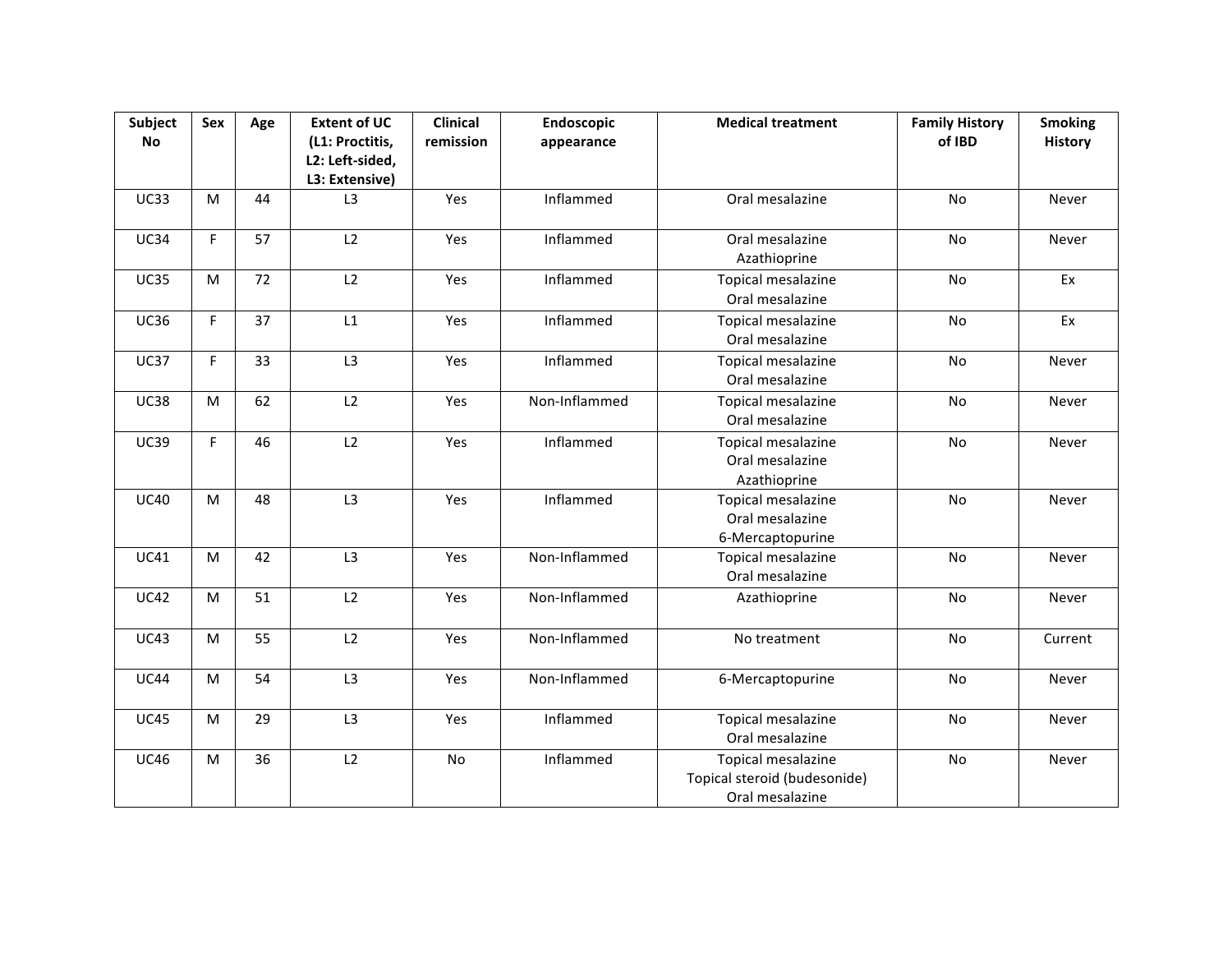| Subject No | Sex | Age | Extent of UC (L1: Proctitis, L2: Left-sided, L3: Extensive) | Clinical remission | Endoscopic appearance | Medical treatment | Family History of IBD | Smoking History |
|---|---|---|---|---|---|---|---|---|
| UC33 | M | 44 | L3 | Yes | Inflammed | Oral mesalazine | No | Never |
| UC34 | F | 57 | L2 | Yes | Inflammed | Oral mesalazine<br>Azathioprine | No | Never |
| UC35 | M | 72 | L2 | Yes | Inflammed | Topical mesalazine<br>Oral mesalazine | No | Ex |
| UC36 | F | 37 | L1 | Yes | Inflammed | Topical mesalazine<br>Oral mesalazine | No | Ex |
| UC37 | F | 33 | L3 | Yes | Inflammed | Topical mesalazine<br>Oral mesalazine | No | Never |
| UC38 | M | 62 | L2 | Yes | Non-Inflammed | Topical mesalazine<br>Oral mesalazine | No | Never |
| UC39 | F | 46 | L2 | Yes | Inflammed | Topical mesalazine<br>Oral mesalazine<br>Azathioprine | No | Never |
| UC40 | M | 48 | L3 | Yes | Inflammed | Topical mesalazine<br>Oral mesalazine<br>6-Mercaptopurine | No | Never |
| UC41 | M | 42 | L3 | Yes | Non-Inflammed | Topical mesalazine<br>Oral mesalazine | No | Never |
| UC42 | M | 51 | L2 | Yes | Non-Inflammed | Azathioprine | No | Never |
| UC43 | M | 55 | L2 | Yes | Non-Inflammed | No treatment | No | Current |
| UC44 | M | 54 | L3 | Yes | Non-Inflammed | 6-Mercaptopurine | No | Never |
| UC45 | M | 29 | L3 | Yes | Inflammed | Topical mesalazine<br>Oral mesalazine | No | Never |
| UC46 | M | 36 | L2 | No | Inflammed | Topical mesalazine<br>Topical steroid (budesonide)<br>Oral mesalazine | No | Never |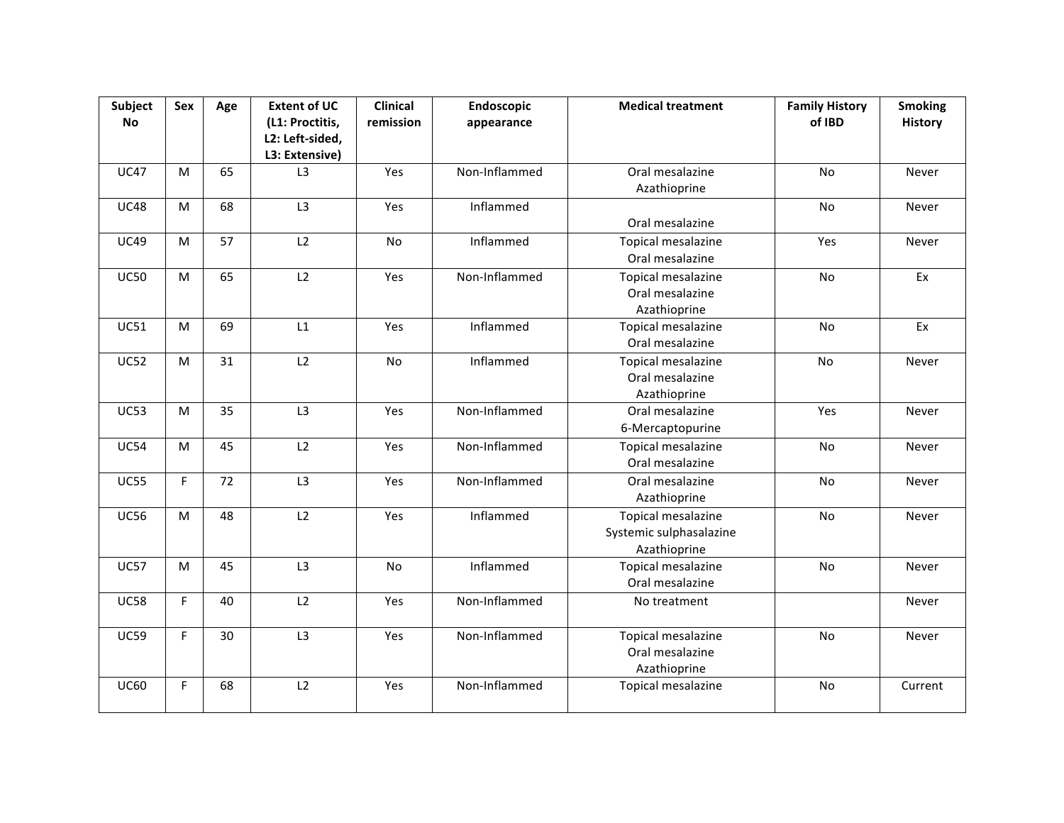| Subject No | Sex | Age | Extent of UC (L1: Proctitis, L2: Left-sided, L3: Extensive) | Clinical remission | Endoscopic appearance | Medical treatment | Family History of IBD | Smoking History |
|---|---|---|---|---|---|---|---|---|
| UC47 | M | 65 | L3 | Yes | Non-Inflammed | Oral mesalazine<br>Azathioprine | No | Never |
| UC48 | M | 68 | L3 | Yes | Inflammed | Oral mesalazine | No | Never |
| UC49 | M | 57 | L2 | No | Inflammed | Topical mesalazine<br>Oral mesalazine | Yes | Never |
| UC50 | M | 65 | L2 | Yes | Non-Inflammed | Topical mesalazine<br>Oral mesalazine<br>Azathioprine | No | Ex |
| UC51 | M | 69 | L1 | Yes | Inflammed | Topical mesalazine<br>Oral mesalazine | No | Ex |
| UC52 | M | 31 | L2 | No | Inflammed | Topical mesalazine<br>Oral mesalazine<br>Azathioprine | No | Never |
| UC53 | M | 35 | L3 | Yes | Non-Inflammed | Oral mesalazine<br>6-Mercaptopurine | Yes | Never |
| UC54 | M | 45 | L2 | Yes | Non-Inflammed | Topical mesalazine<br>Oral mesalazine | No | Never |
| UC55 | F | 72 | L3 | Yes | Non-Inflammed | Oral mesalazine<br>Azathioprine | No | Never |
| UC56 | M | 48 | L2 | Yes | Inflammed | Topical mesalazine<br>Systemic sulphasalazine<br>Azathioprine | No | Never |
| UC57 | M | 45 | L3 | No | Inflammed | Topical mesalazine<br>Oral mesalazine | No | Never |
| UC58 | F | 40 | L2 | Yes | Non-Inflammed | No treatment | | Never |
| UC59 | F | 30 | L3 | Yes | Non-Inflammed | Topical mesalazine<br>Oral mesalazine<br>Azathioprine | No | Never |
| UC60 | F | 68 | L2 | Yes | Non-Inflammed | Topical mesalazine | No | Current |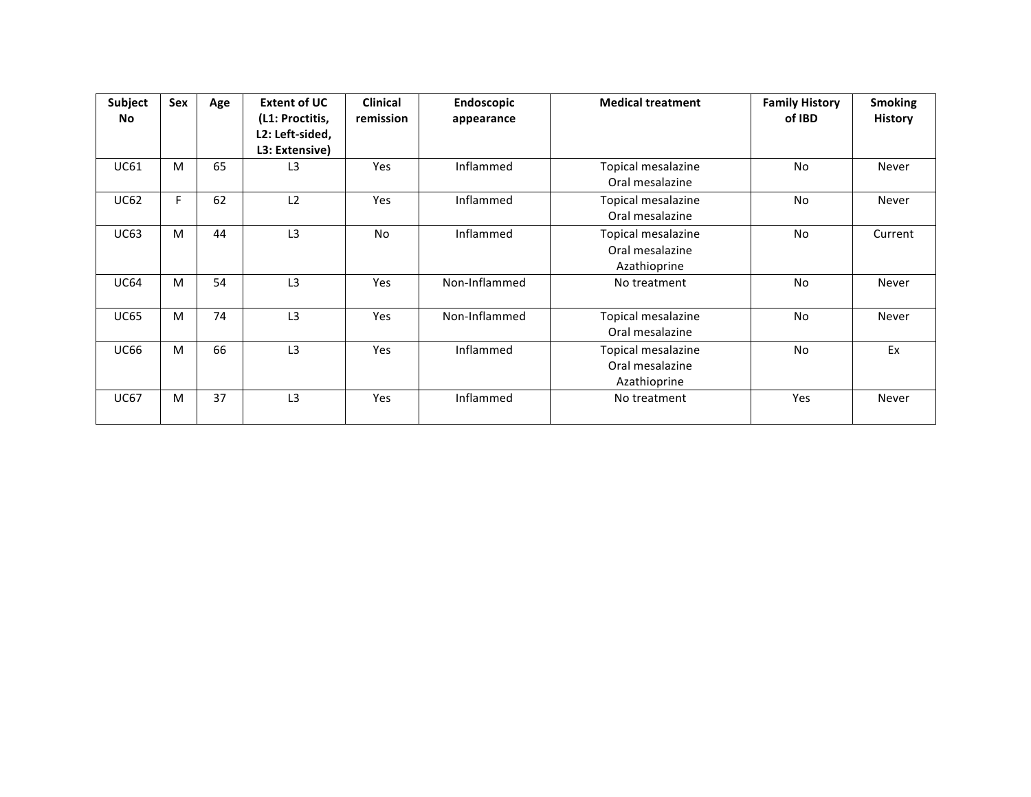| Subject No | Sex | Age | Extent of UC (L1: Proctitis, L2: Left-sided, L3: Extensive) | Clinical remission | Endoscopic appearance | Medical treatment | Family History of IBD | Smoking History |
|---|---|---|---|---|---|---|---|---|
| UC61 | M | 65 | L3 | Yes | Inflammed | Topical mesalazine<br>Oral mesalazine | No | Never |
| UC62 | F | 62 | L2 | Yes | Inflammed | Topical mesalazine<br>Oral mesalazine | No | Never |
| UC63 | M | 44 | L3 | No | Inflammed | Topical mesalazine<br>Oral mesalazine<br>Azathioprine | No | Current |
| UC64 | M | 54 | L3 | Yes | Non-Inflammed | No treatment | No | Never |
| UC65 | M | 74 | L3 | Yes | Non-Inflammed | Topical mesalazine<br>Oral mesalazine | No | Never |
| UC66 | M | 66 | L3 | Yes | Inflammed | Topical mesalazine<br>Oral mesalazine<br>Azathioprine | No | Ex |
| UC67 | M | 37 | L3 | Yes | Inflammed | No treatment | Yes | Never |